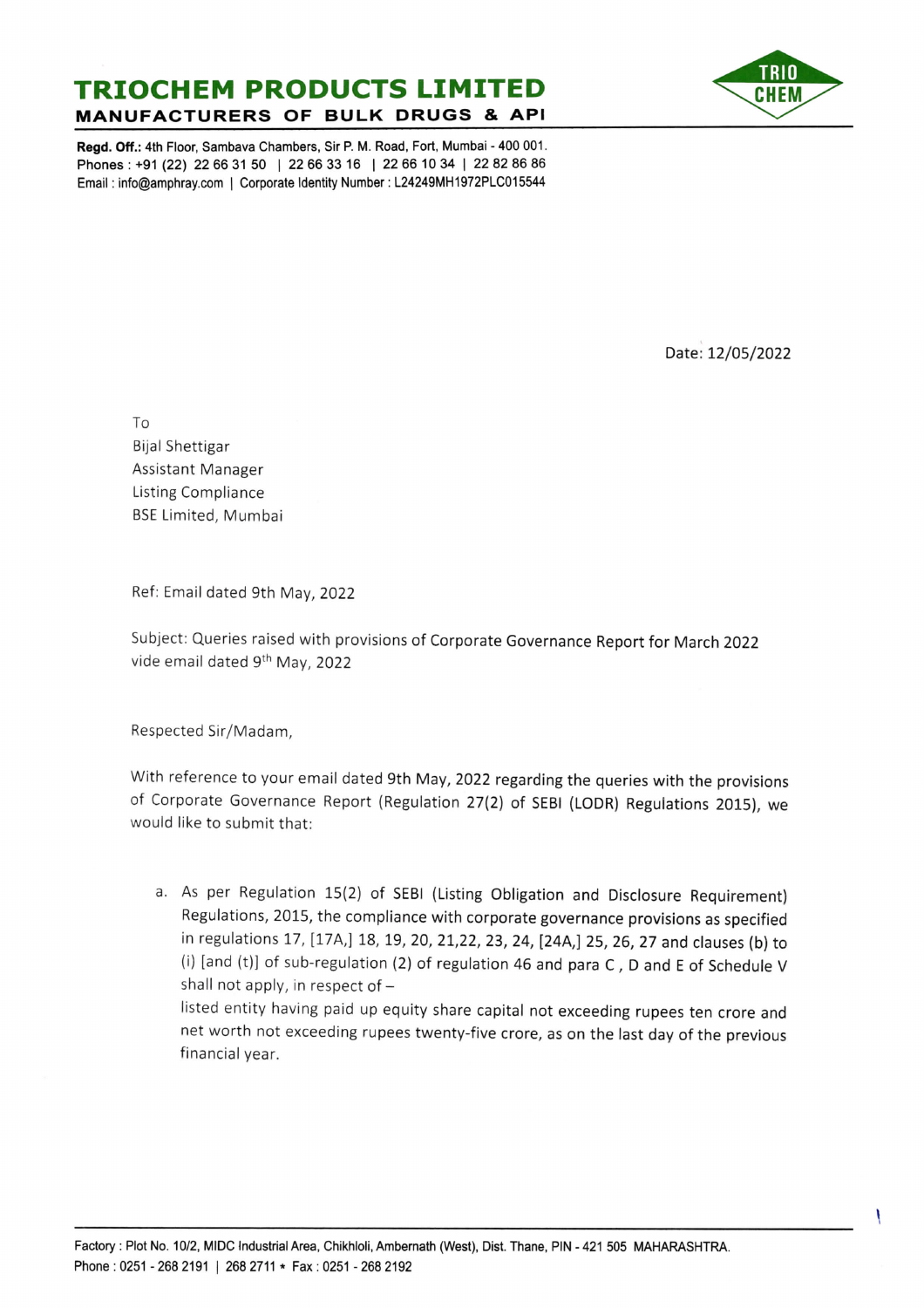# TRIOCHEM PRODUCTS LIMITED

**MANUFACTURERS OF BULK DRUGS & API**

**Regd. Off.:** 4th Floor, Sambava Chambers, Sir P. M. Road, Fort, Mumbai - 400 001.
Phones : +91 (22) 22 66 31 50 | 22 66 33 16 | 22 66 10 34 | 22 82 86 86
Email : info@amphray.com | Corporate Identity Number : L24249MH1972PLC015544

Date: 12/05/2022

To
Bijal Shettigar
Assistant Manager
Listing Compliance
BSE Limited, Mumbai

Ref: Email dated 9th May, 2022

Subject: Queries raised with provisions of Corporate Governance Report for March 2022 vide email dated 9th May, 2022

Respected Sir/Madam,

With reference to your email dated 9th May, 2022 regarding the queries with the provisions of Corporate Governance Report (Regulation 27(2) of SEBI (LODR) Regulations 2015), we would like to submit that:

a. As per Regulation 15(2) of SEBI (Listing Obligation and Disclosure Requirement) Regulations, 2015, the compliance with corporate governance provisions as specified in regulations 17, [17A,] 18, 19, 20, 21,22, 23, 24, [24A,] 25, 26, 27 and clauses (b) to (i) [and (t)] of sub-regulation (2) of regulation 46 and para C , D and E of Schedule V shall not apply, in respect of –
listed entity having paid up equity share capital not exceeding rupees ten crore and net worth not exceeding rupees twenty-five crore, as on the last day of the previous financial year.

Factory : Plot No. 10/2, MIDC Industrial Area, Chikhloli, Ambernath (West), Dist. Thane, PIN - 421 505 MAHARASHTRA.
Phone : 0251 - 268 2191 | 268 2711 * Fax : 0251 - 268 2192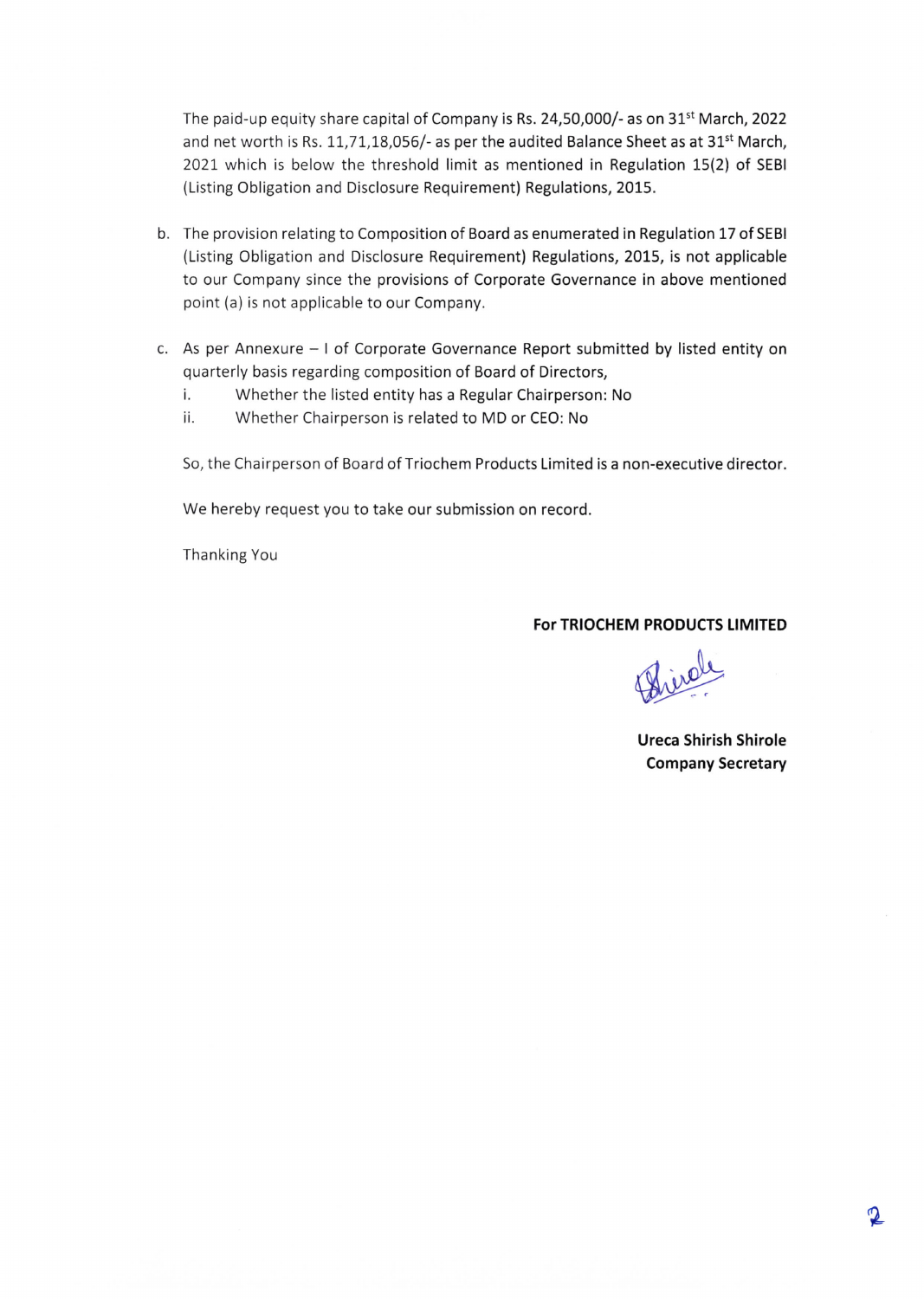The paid-up equity share capital of Company is Rs. 24,50,000/- as on 31st March, 2022 and net worth is Rs. 11,71,18,056/- as per the audited Balance Sheet as at 31st March, 2021 which is below the threshold limit as mentioned in Regulation 15(2) of SEBI (Listing Obligation and Disclosure Requirement) Regulations, 2015.

b. The provision relating to Composition of Board as enumerated in Regulation 17 of SEBI (Listing Obligation and Disclosure Requirement) Regulations, 2015, is not applicable to our Company since the provisions of Corporate Governance in above mentioned point (a) is not applicable to our Company.

c. As per Annexure – I of Corporate Governance Report submitted by listed entity on quarterly basis regarding composition of Board of Directors,
   i. Whether the listed entity has a Regular Chairperson: No
   ii. Whether Chairperson is related to MD or CEO: No

So, the Chairperson of Board of Triochem Products Limited is a non-executive director.

We hereby request you to take our submission on record.

Thanking You

**For TRIOCHEM PRODUCTS LIMITED**

**Ureca Shirish Shirole**
**Company Secretary**